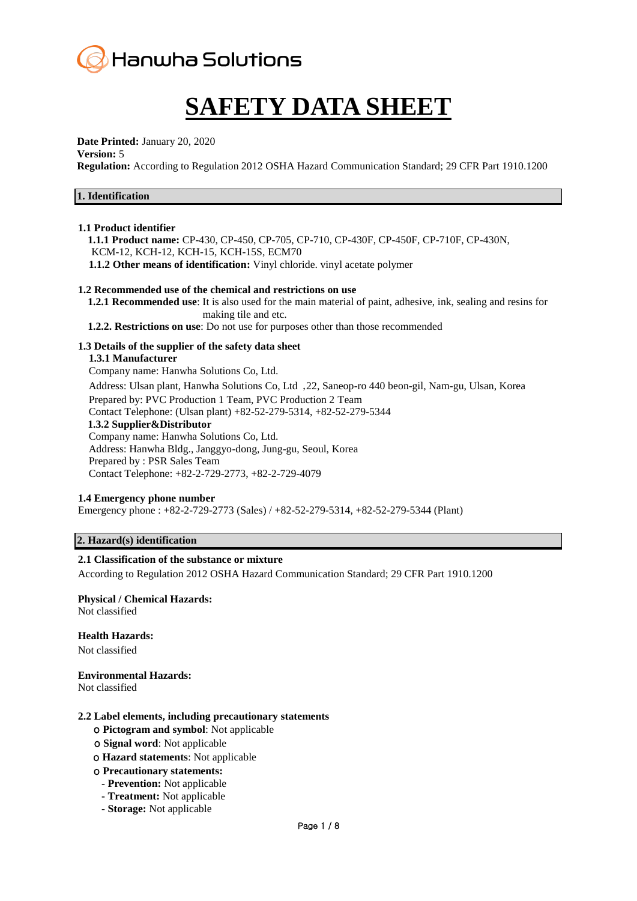Hanwha Solutions

# SAFETY DATA SHEET

**Date Printed:** January 20, 2020
**Version:** 5
**Regulation:** According to Regulation 2012 OSHA Hazard Communication Standard; 29 CFR Part 1910.1200

## 1. Identification

### 1.1 Product identifier

**1.1.1 Product name:** CP-430, CP-450, CP-705, CP-710, CP-430F, CP-450F, CP-710F, CP-430N, KCM-12, KCH-12, KCH-15, KCH-15S, ECM70
**1.1.2 Other means of identification:** Vinyl chloride. vinyl acetate polymer

### 1.2 Recommended use of the chemical and restrictions on use

**1.2.1 Recommended use**: It is also used for the main material of paint, adhesive, ink, sealing and resins for making tile and etc.
**1.2.2. Restrictions on use**: Do not use for purposes other than those recommended

### 1.3 Details of the supplier of the safety data sheet

**1.3.1 Manufacturer**
Company name: Hanwha Solutions Co, Ltd.
Address: Ulsan plant, Hanwha Solutions Co, Ltd ,22, Saneop-ro 440 beon-gil, Nam-gu, Ulsan, Korea
Prepared by: PVC Production 1 Team, PVC Production 2 Team
Contact Telephone: (Ulsan plant) +82-52-279-5314, +82-52-279-5344

**1.3.2 Supplier&Distributor**
Company name: Hanwha Solutions Co, Ltd.
Address: Hanwha Bldg., Janggyo-dong, Jung-gu, Seoul, Korea
Prepared by : PSR Sales Team
Contact Telephone: +82-2-729-2773, +82-2-729-4079

### 1.4 Emergency phone number

Emergency phone : +82-2-729-2773 (Sales) / +82-52-279-5314, +82-52-279-5344 (Plant)

## 2. Hazard(s) identification

### 2.1 Classification of the substance or mixture

According to Regulation 2012 OSHA Hazard Communication Standard; 29 CFR Part 1910.1200

**Physical / Chemical Hazards:**
Not classified

**Health Hazards:**
Not classified

**Environmental Hazards:**
Not classified

### 2.2 Label elements, including precautionary statements

- **Pictogram and symbol**: Not applicable
- **Signal word**: Not applicable
- **Hazard statements**: Not applicable
- **Precautionary statements:**
  - **Prevention:** Not applicable
  - **Treatment:** Not applicable
  - **Storage:** Not applicable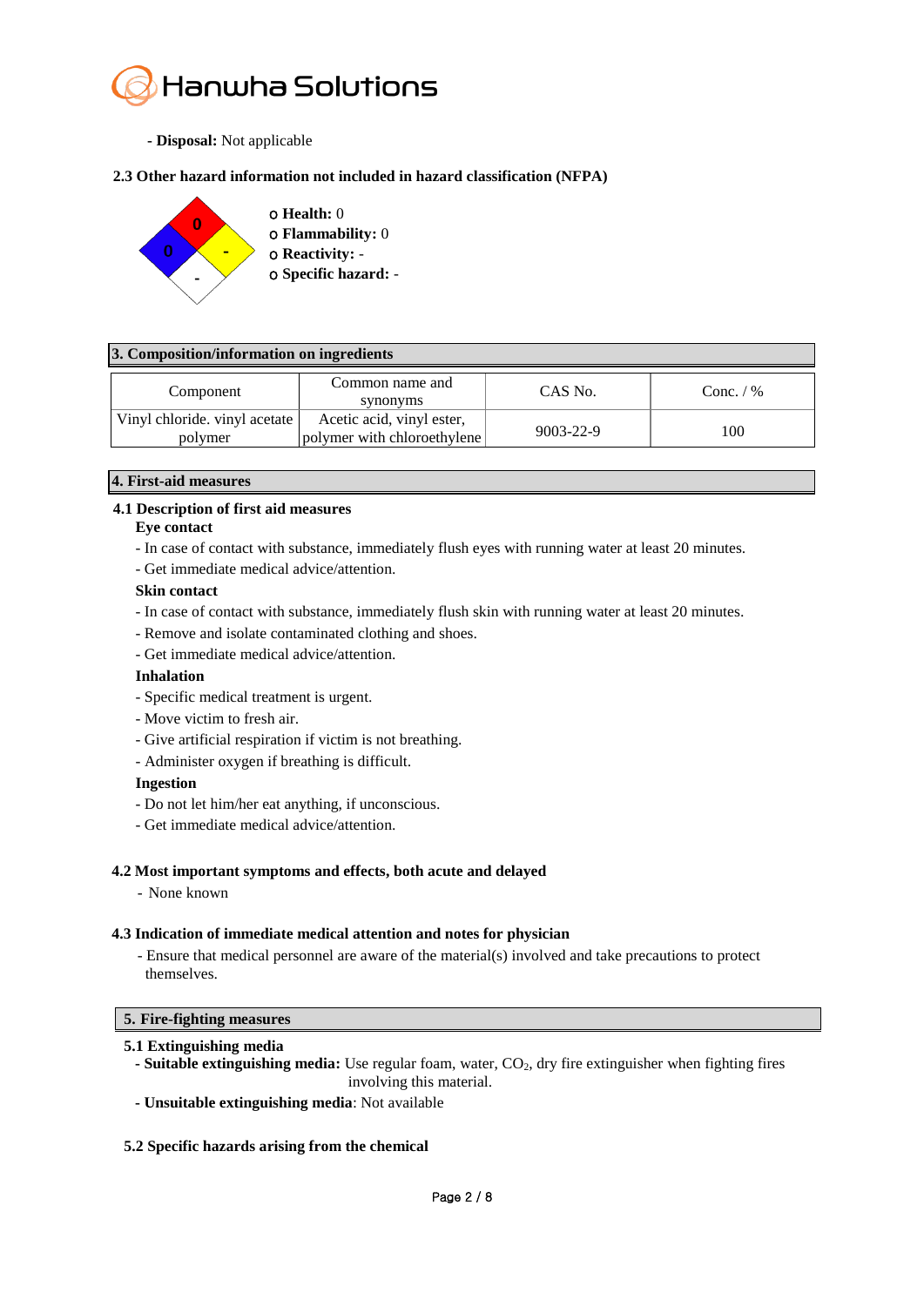- **Disposal:** Not applicable

### 2.3 Other hazard information not included in hazard classification (NFPA)

- **Health:** 0
- **Flammability:** 0
- **Reactivity:** -
- **Specific hazard:** -

## 3. Composition/information on ingredients

| Component | Common name and synonyms | CAS No. | Conc. / % |
|---|---|---|---|
| Vinyl chloride. vinyl acetate polymer | Acetic acid, vinyl ester, polymer with chloroethylene | 9003-22-9 | 100 |

## 4. First-aid measures

### 4.1 Description of first aid measures

**Eye contact**

- In case of contact with substance, immediately flush eyes with running water at least 20 minutes.
- Get immediate medical advice/attention.

**Skin contact**

- In case of contact with substance, immediately flush skin with running water at least 20 minutes.
- Remove and isolate contaminated clothing and shoes.
- Get immediate medical advice/attention.

**Inhalation**

- Specific medical treatment is urgent.
- Move victim to fresh air.
- Give artificial respiration if victim is not breathing.
- Administer oxygen if breathing is difficult.

**Ingestion**

- Do not let him/her eat anything, if unconscious.
- Get immediate medical advice/attention.

### 4.2 Most important symptoms and effects, both acute and delayed

- None known

### 4.3 Indication of immediate medical attention and notes for physician

- Ensure that medical personnel are aware of the material(s) involved and take precautions to protect themselves.

## 5. Fire-fighting measures

### 5.1 Extinguishing media

- **Suitable extinguishing media:** Use regular foam, water, $CO_2$, dry fire extinguisher when fighting fires involving this material.
- **Unsuitable extinguishing media**: Not available

### 5.2 Specific hazards arising from the chemical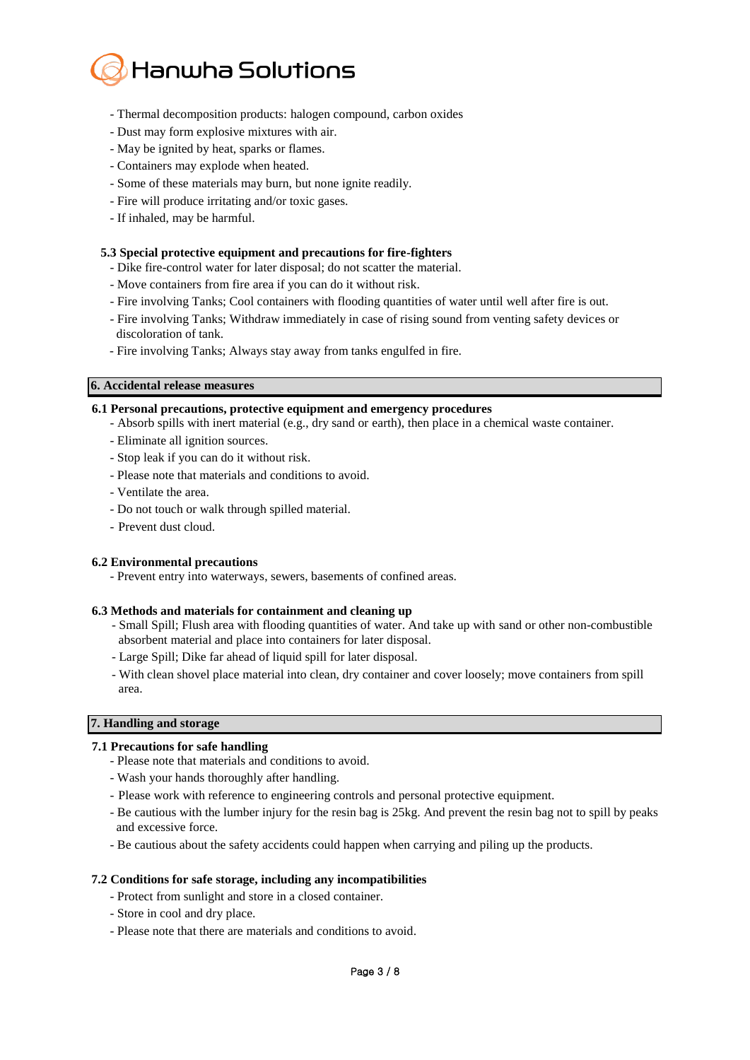- Thermal decomposition products: halogen compound, carbon oxides
- Dust may form explosive mixtures with air.
- May be ignited by heat, sparks or flames.
- Containers may explode when heated.
- Some of these materials may burn, but none ignite readily.
- Fire will produce irritating and/or toxic gases.
- If inhaled, may be harmful.

### 5.3 Special protective equipment and precautions for fire-fighters

- Dike fire-control water for later disposal; do not scatter the material.
- Move containers from fire area if you can do it without risk.
- Fire involving Tanks; Cool containers with flooding quantities of water until well after fire is out.
- Fire involving Tanks; Withdraw immediately in case of rising sound from venting safety devices or discoloration of tank.
- Fire involving Tanks; Always stay away from tanks engulfed in fire.

## 6. Accidental release measures

### 6.1 Personal precautions, protective equipment and emergency procedures

- Absorb spills with inert material (e.g., dry sand or earth), then place in a chemical waste container.
- Eliminate all ignition sources.
- Stop leak if you can do it without risk.
- Please note that materials and conditions to avoid.
- Ventilate the area.
- Do not touch or walk through spilled material.
- Prevent dust cloud.

### 6.2 Environmental precautions

- Prevent entry into waterways, sewers, basements of confined areas.

### 6.3 Methods and materials for containment and cleaning up

- Small Spill; Flush area with flooding quantities of water. And take up with sand or other non-combustible absorbent material and place into containers for later disposal.
- Large Spill; Dike far ahead of liquid spill for later disposal.
- With clean shovel place material into clean, dry container and cover loosely; move containers from spill area.

## 7. Handling and storage

### 7.1 Precautions for safe handling

- Please note that materials and conditions to avoid.
- Wash your hands thoroughly after handling.
- Please work with reference to engineering controls and personal protective equipment.
- Be cautious with the lumber injury for the resin bag is 25kg. And prevent the resin bag not to spill by peaks and excessive force.
- Be cautious about the safety accidents could happen when carrying and piling up the products.

### 7.2 Conditions for safe storage, including any incompatibilities

- Protect from sunlight and store in a closed container.
- Store in cool and dry place.
- Please note that there are materials and conditions to avoid.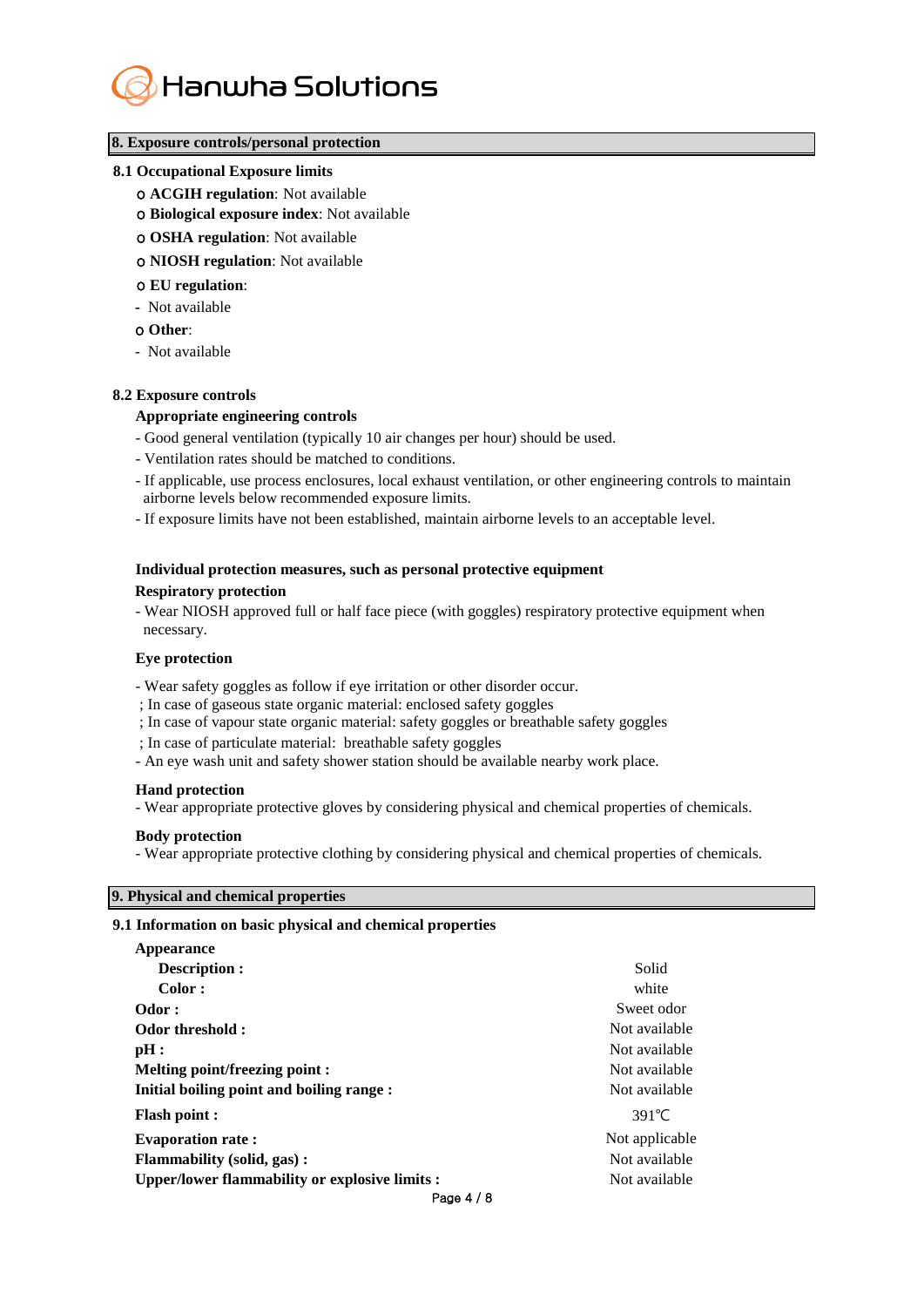## 8. Exposure controls/personal protection

### 8.1 Occupational Exposure limits

- **ACGIH regulation**: Not available
- **Biological exposure index**: Not available
- **OSHA regulation**: Not available
- **NIOSH regulation**: Not available
- **EU regulation**:
  - Not available
- **Other**:
  - Not available

### 8.2 Exposure controls

**Appropriate engineering controls**

- Good general ventilation (typically 10 air changes per hour) should be used.
- Ventilation rates should be matched to conditions.
- If applicable, use process enclosures, local exhaust ventilation, or other engineering controls to maintain airborne levels below recommended exposure limits.
- If exposure limits have not been established, maintain airborne levels to an acceptable level.

**Individual protection measures, such as personal protective equipment**

**Respiratory protection**

- Wear NIOSH approved full or half face piece (with goggles) respiratory protective equipment when necessary.

**Eye protection**

- Wear safety goggles as follow if eye irritation or other disorder occur.

; In case of gaseous state organic material: enclosed safety goggles
; In case of vapour state organic material: safety goggles or breathable safety goggles
; In case of particulate material: breathable safety goggles

- An eye wash unit and safety shower station should be available nearby work place.

**Hand protection**

- Wear appropriate protective gloves by considering physical and chemical properties of chemicals.

**Body protection**

- Wear appropriate protective clothing by considering physical and chemical properties of chemicals.

## 9. Physical and chemical properties

### 9.1 Information on basic physical and chemical properties

| Property | Value |
|---|---|
| **Appearance** | |
| **Description :** | Solid |
| **Color :** | white |
| **Odor :** | Sweet odor |
| **Odor threshold :** | Not available |
| **pH :** | Not available |
| **Melting point/freezing point :** | Not available |
| **Initial boiling point and boiling range :** | Not available |
| **Flash point :** | 391℃ |
| **Evaporation rate :** | Not applicable |
| **Flammability (solid, gas) :** | Not available |
| **Upper/lower flammability or explosive limits :** | Not available |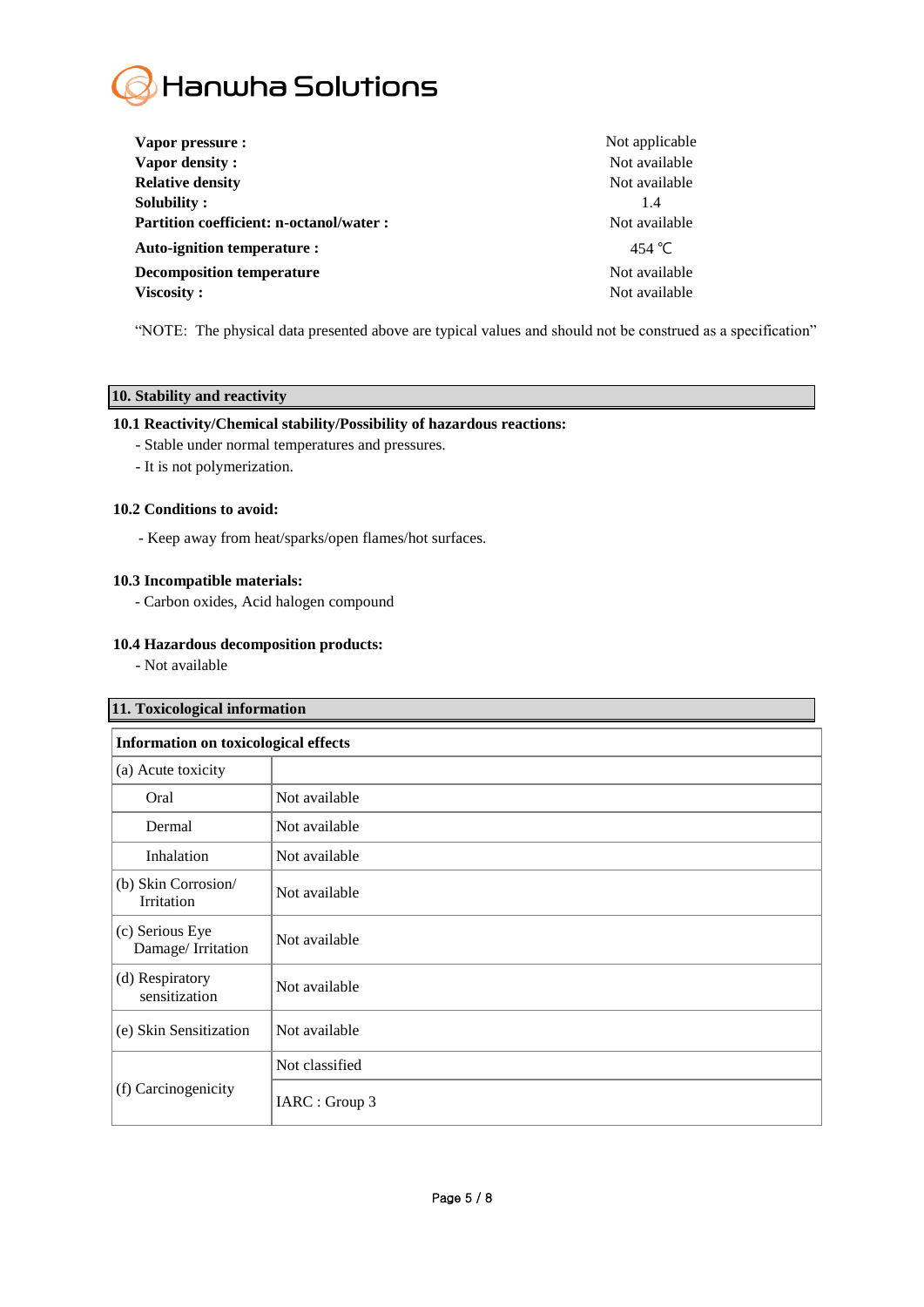| | |
|---|---|
| **Vapor pressure :** | Not applicable |
| **Vapor density :** | Not available |
| **Relative density** | Not available |
| **Solubility :** | 1.4 |
| **Partition coefficient: n-octanol/water :** | Not available |
| **Auto-ignition temperature :** | 454 ℃ |
| **Decomposition temperature** | Not available |
| **Viscosity :** | Not available |

“NOTE: The physical data presented above are typical values and should not be construed as a specification”

## 10. Stability and reactivity

**10.1 Reactivity/Chemical stability/Possibility of hazardous reactions:**

- Stable under normal temperatures and pressures.
- It is not polymerization.

**10.2 Conditions to avoid:**

- Keep away from heat/sparks/open flames/hot surfaces.

**10.3 Incompatible materials:**

- Carbon oxides, Acid halogen compound

**10.4 Hazardous decomposition products:**

- Not available

## 11. Toxicological information

| **Information on toxicological effects** | |
|---|---|
| (a) Acute toxicity | |
| Oral | Not available |
| Dermal | Not available |
| Inhalation | Not available |
| (b) Skin Corrosion/ Irritation | Not available |
| (c) Serious Eye Damage/ Irritation | Not available |
| (d) Respiratory sensitization | Not available |
| (e) Skin Sensitization | Not available |
| (f) Carcinogenicity | Not classified |
| | IARC : Group 3 |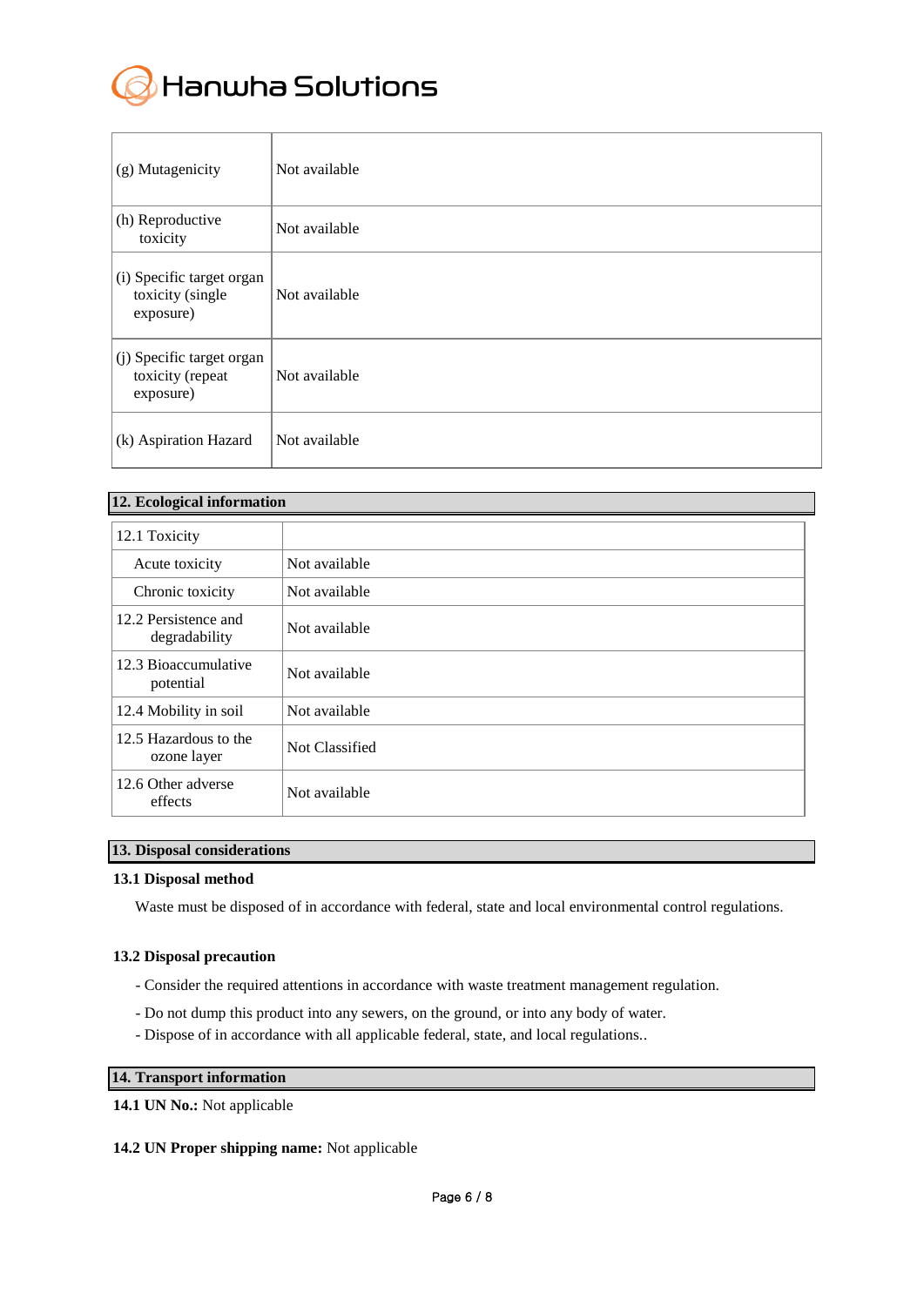| | |
|---|---|
| (g) Mutagenicity | Not available |
| (h) Reproductive toxicity | Not available |
| (i) Specific target organ toxicity (single exposure) | Not available |
| (j) Specific target organ toxicity (repeat exposure) | Not available |
| (k) Aspiration Hazard | Not available |

## 12. Ecological information

| | |
|---|---|
| 12.1 Toxicity | |
| Acute toxicity | Not available |
| Chronic toxicity | Not available |
| 12.2 Persistence and degradability | Not available |
| 12.3 Bioaccumulative potential | Not available |
| 12.4 Mobility in soil | Not available |
| 12.5 Hazardous to the ozone layer | Not Classified |
| 12.6 Other adverse effects | Not available |

## 13. Disposal considerations

### 13.1 Disposal method

Waste must be disposed of in accordance with federal, state and local environmental control regulations.

### 13.2 Disposal precaution

- Consider the required attentions in accordance with waste treatment management regulation.
- Do not dump this product into any sewers, on the ground, or into any body of water.
- Dispose of in accordance with all applicable federal, state, and local regulations..

## 14. Transport information

**14.1 UN No.:** Not applicable

**14.2 UN Proper shipping name:** Not applicable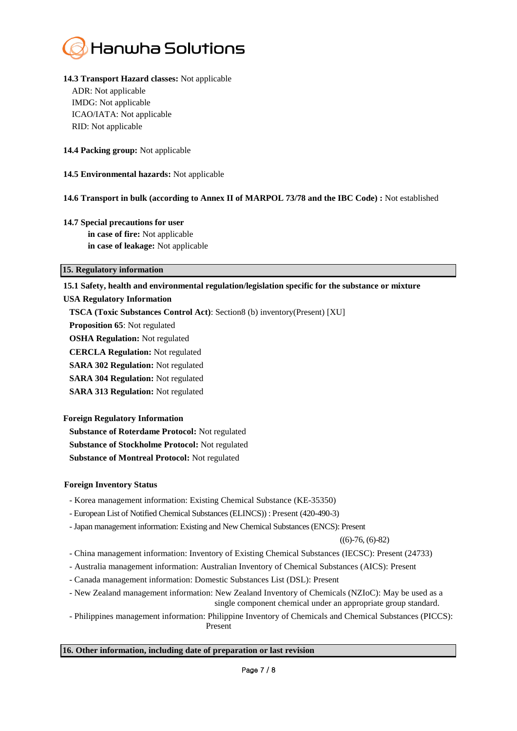**14.3 Transport Hazard classes:** Not applicable

ADR: Not applicable
IMDG: Not applicable
ICAO/IATA: Not applicable
RID: Not applicable

**14.4 Packing group:** Not applicable

**14.5 Environmental hazards:** Not applicable

**14.6 Transport in bulk (according to Annex II of MARPOL 73/78 and the IBC Code) :** Not established

**14.7 Special precautions for user**

**in case of fire:** Not applicable
**in case of leakage:** Not applicable

## 15. Regulatory information

**15.1 Safety, health and environmental regulation/legislation specific for the substance or mixture**

**USA Regulatory Information**

**TSCA (Toxic Substances Control Act)**: Section8 (b) inventory(Present) [XU]
**Proposition 65**: Not regulated
**OSHA Regulation:** Not regulated
**CERCLA Regulation:** Not regulated
**SARA 302 Regulation:** Not regulated
**SARA 304 Regulation:** Not regulated
**SARA 313 Regulation:** Not regulated

**Foreign Regulatory Information**

**Substance of Roterdame Protocol:** Not regulated
**Substance of Stockholme Protocol:** Not regulated
**Substance of Montreal Protocol:** Not regulated

**Foreign Inventory Status**

- Korea management information: Existing Chemical Substance (KE-35350)
- European List of Notified Chemical Substances (ELINCS)) : Present (420-490-3)
- Japan management information: Existing and New Chemical Substances (ENCS): Present ((6)-76, (6)-82)
- China management information: Inventory of Existing Chemical Substances (IECSC): Present (24733)
- Australia management information: Australian Inventory of Chemical Substances (AICS): Present
- Canada management information: Domestic Substances List (DSL): Present
- New Zealand management information: New Zealand Inventory of Chemicals (NZIoC): May be used as a single component chemical under an appropriate group standard.
- Philippines management information: Philippine Inventory of Chemicals and Chemical Substances (PICCS): Present

## 16. Other information, including date of preparation or last revision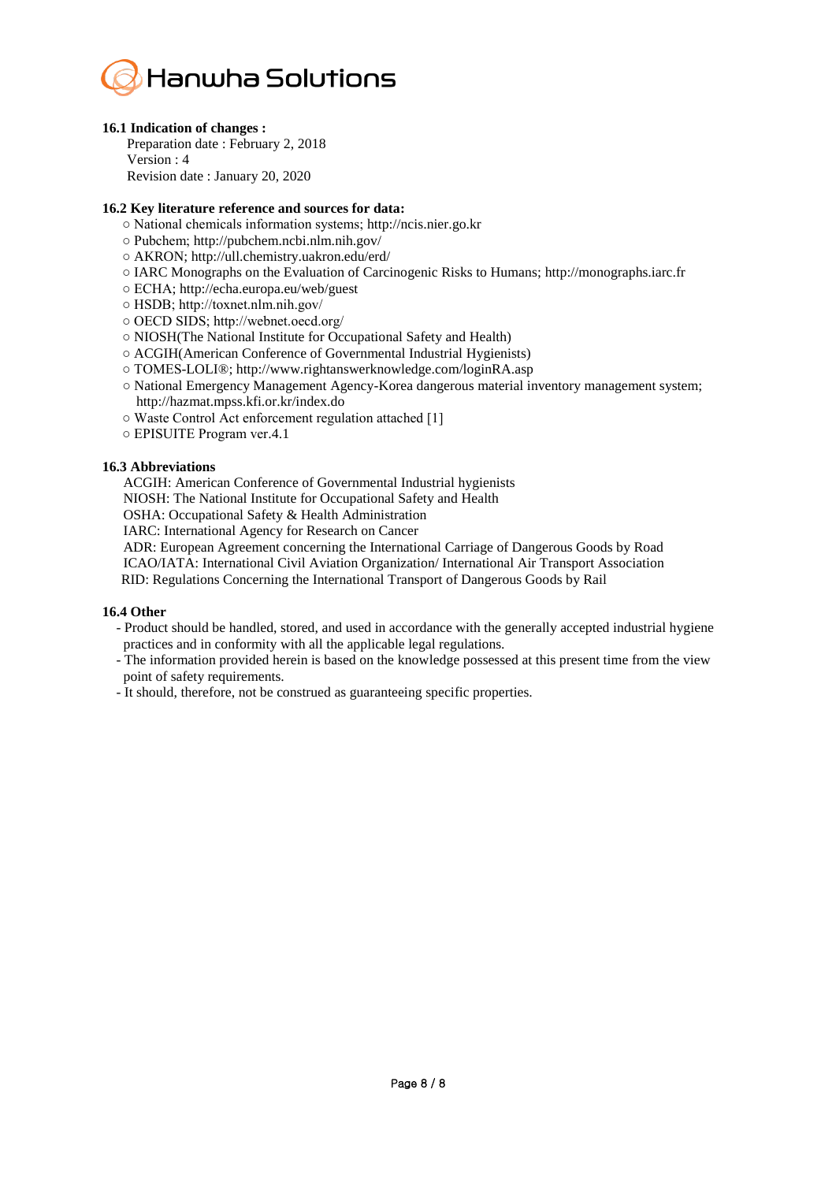Hanwha Solutions

**16.1 Indication of changes :**

Preparation date : February 2, 2018
Version : 4
Revision date : January 20, 2020

**16.2 Key literature reference and sources for data:**

○ National chemicals information systems; http://ncis.nier.go.kr
○ Pubchem; http://pubchem.ncbi.nlm.nih.gov/
○ AKRON; http://ull.chemistry.uakron.edu/erd/
○ IARC Monographs on the Evaluation of Carcinogenic Risks to Humans; http://monographs.iarc.fr
○ ECHA; http://echa.europa.eu/web/guest
○ HSDB; http://toxnet.nlm.nih.gov/
○ OECD SIDS; http://webnet.oecd.org/
○ NIOSH(The National Institute for Occupational Safety and Health)
○ ACGIH(American Conference of Governmental Industrial Hygienists)
○ TOMES-LOLI®; http://www.rightanswerknowledge.com/loginRA.asp
○ National Emergency Management Agency-Korea dangerous material inventory management system; http://hazmat.mpss.kfi.or.kr/index.do
○ Waste Control Act enforcement regulation attached [1]
○ EPISUITE Program ver.4.1

**16.3 Abbreviations**

ACGIH: American Conference of Governmental Industrial hygienists
NIOSH: The National Institute for Occupational Safety and Health
OSHA: Occupational Safety & Health Administration
IARC: International Agency for Research on Cancer
ADR: European Agreement concerning the International Carriage of Dangerous Goods by Road
ICAO/IATA: International Civil Aviation Organization/ International Air Transport Association
RID: Regulations Concerning the International Transport of Dangerous Goods by Rail

**16.4 Other**

- Product should be handled, stored, and used in accordance with the generally accepted industrial hygiene practices and in conformity with all the applicable legal regulations.
- The information provided herein is based on the knowledge possessed at this present time from the view point of safety requirements.
- It should, therefore, not be construed as guaranteeing specific properties.